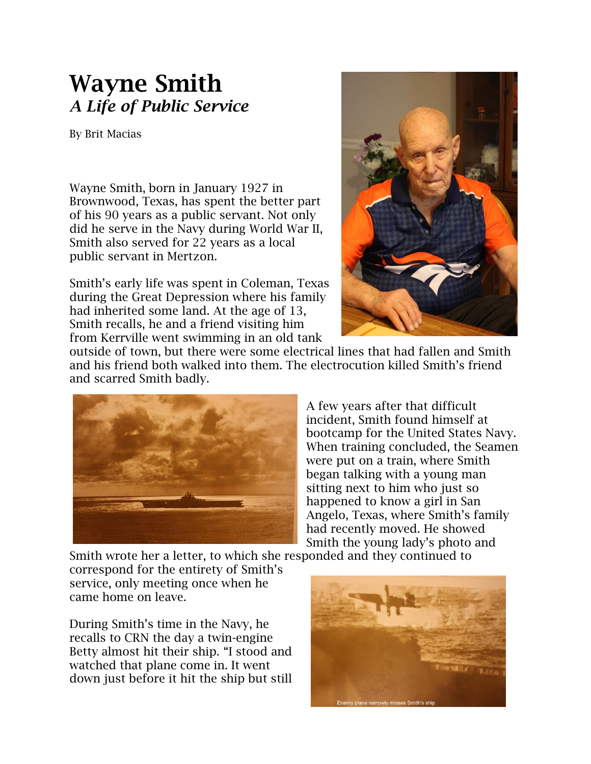# Wayne Smith
## *A Life of Public Service*

By Brit Macias

Wayne Smith, born in January 1927 in Brownwood, Texas, has spent the better part of his 90 years as a public servant. Not only did he serve in the Navy during World War II, Smith also served for 22 years as a local public servant in Mertzon.

Smith's early life was spent in Coleman, Texas during the Great Depression where his family had inherited some land. At the age of 13, Smith recalls, he and a friend visiting him from Kerrville went swimming in an old tank outside of town, but there were some electrical lines that had fallen and Smith and his friend both walked into them. The electrocution killed Smith's friend and scarred Smith badly.

A few years after that difficult incident, Smith found himself at bootcamp for the United States Navy. When training concluded, the Seamen were put on a train, where Smith began talking with a young man sitting next to him who just so happened to know a girl in San Angelo, Texas, where Smith's family had recently moved. He showed Smith the young lady's photo and Smith wrote her a letter, to which she responded and they continued to correspond for the entirety of Smith's service, only meeting once when he came home on leave.

During Smith's time in the Navy, he recalls to CRN the day a twin-engine Betty almost hit their ship. "I stood and watched that plane come in. It went down just before it hit the ship but still

Enemy plane narrowly misses Smith's ship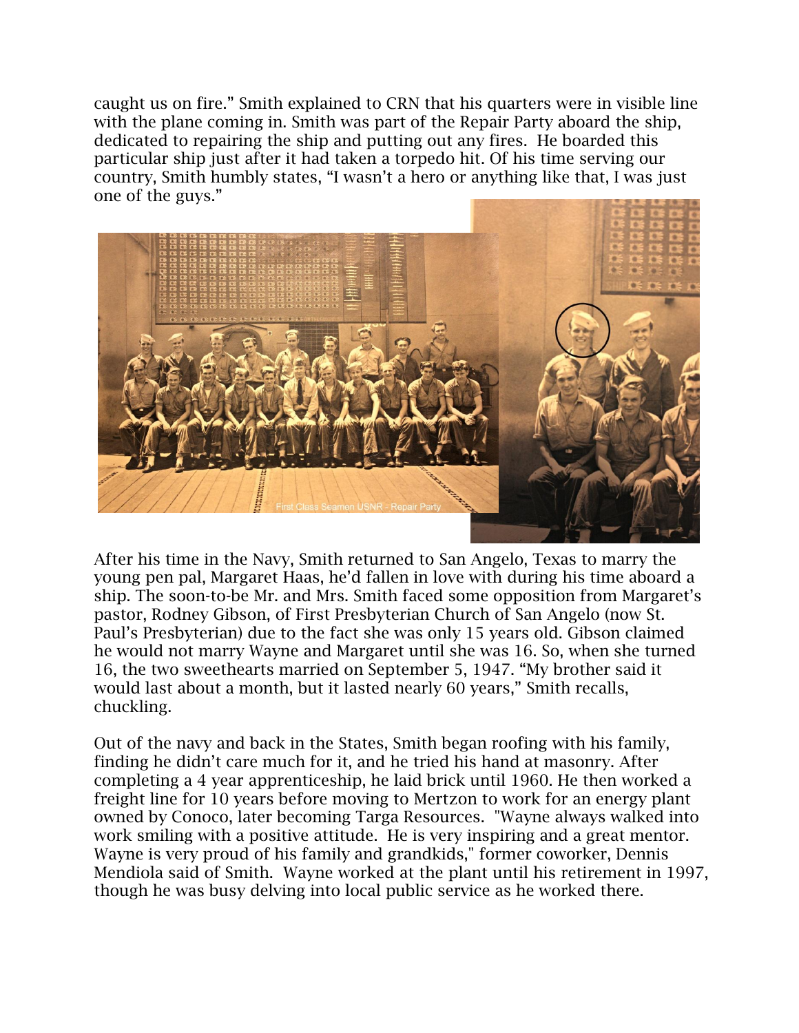caught us on fire." Smith explained to CRN that his quarters were in visible line with the plane coming in. Smith was part of the Repair Party aboard the ship, dedicated to repairing the ship and putting out any fires. He boarded this particular ship just after it had taken a torpedo hit. Of his time serving our country, Smith humbly states, "I wasn't a hero or anything like that, I was just one of the guys."

First Class Seamen USNR - Repair Party

After his time in the Navy, Smith returned to San Angelo, Texas to marry the young pen pal, Margaret Haas, he'd fallen in love with during his time aboard a ship. The soon-to-be Mr. and Mrs. Smith faced some opposition from Margaret's pastor, Rodney Gibson, of First Presbyterian Church of San Angelo (now St. Paul's Presbyterian) due to the fact she was only 15 years old. Gibson claimed he would not marry Wayne and Margaret until she was 16. So, when she turned 16, the two sweethearts married on September 5, 1947. "My brother said it would last about a month, but it lasted nearly 60 years," Smith recalls, chuckling.

Out of the navy and back in the States, Smith began roofing with his family, finding he didn't care much for it, and he tried his hand at masonry. After completing a 4 year apprenticeship, he laid brick until 1960. He then worked a freight line for 10 years before moving to Mertzon to work for an energy plant owned by Conoco, later becoming Targa Resources. "Wayne always walked into work smiling with a positive attitude. He is very inspiring and a great mentor. Wayne is very proud of his family and grandkids," former coworker, Dennis Mendiola said of Smith. Wayne worked at the plant until his retirement in 1997, though he was busy delving into local public service as he worked there.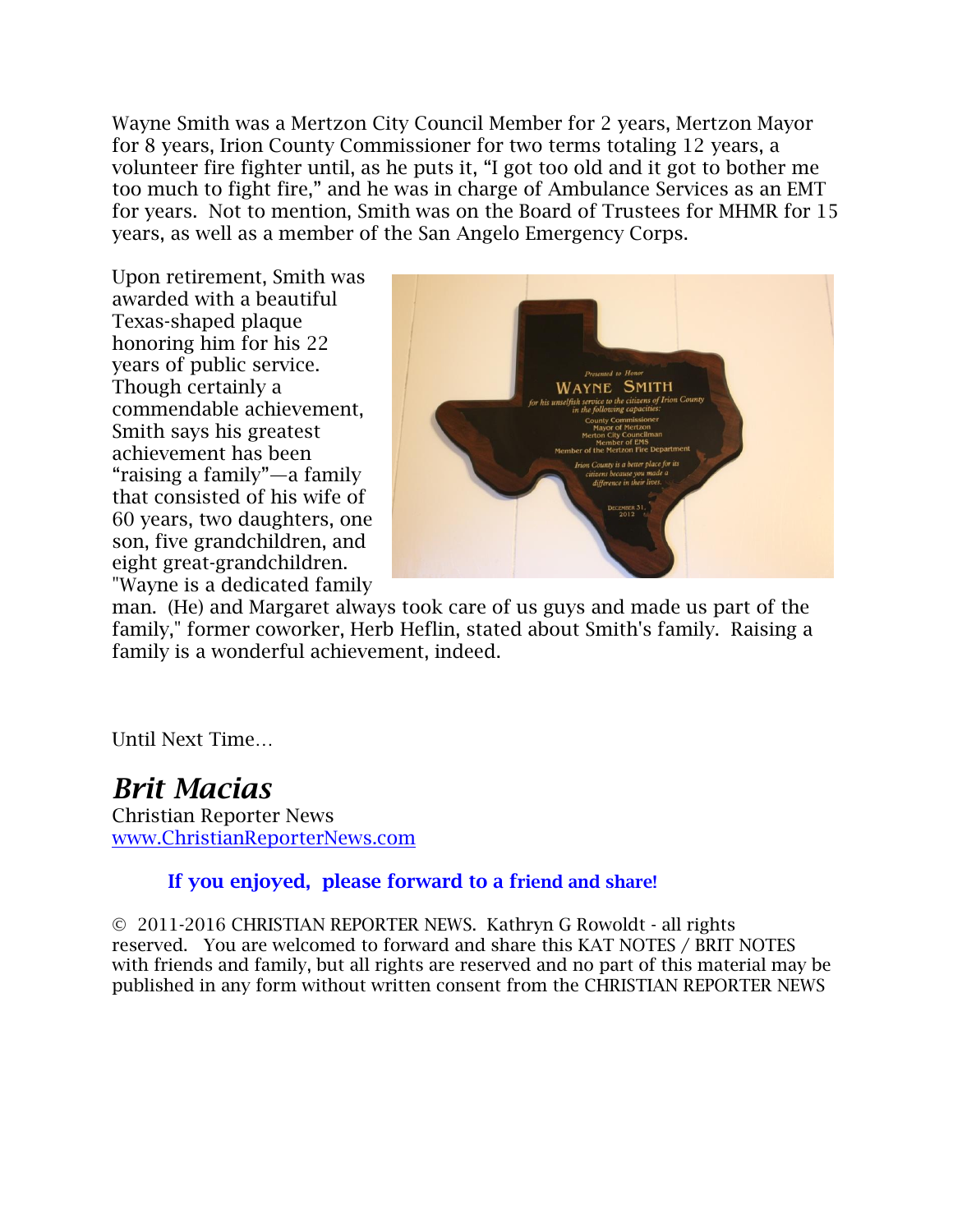Wayne Smith was a Mertzon City Council Member for 2 years, Mertzon Mayor for 8 years, Irion County Commissioner for two terms totaling 12 years, a volunteer fire fighter until, as he puts it, "I got too old and it got to bother me too much to fight fire," and he was in charge of Ambulance Services as an EMT for years. Not to mention, Smith was on the Board of Trustees for MHMR for 15 years, as well as a member of the San Angelo Emergency Corps.

Upon retirement, Smith was awarded with a beautiful Texas-shaped plaque honoring him for his 22 years of public service. Though certainly a commendable achievement, Smith says his greatest achievement has been "raising a family"—a family that consisted of his wife of 60 years, two daughters, one son, five grandchildren, and eight great-grandchildren. "Wayne is a dedicated family man. (He) and Margaret always took care of us guys and made us part of the family," former coworker, Herb Heflin, stated about Smith's family. Raising a family is a wonderful achievement, indeed.

Until Next Time…

***Brit Macias***

Christian Reporter News
www.ChristianReporterNews.com

**If you enjoyed, please forward to a friend and share!**

© 2011-2016 CHRISTIAN REPORTER NEWS. Kathryn G Rowoldt - all rights reserved. You are welcomed to forward and share this KAT NOTES / BRIT NOTES with friends and family, but all rights are reserved and no part of this material may be published in any form without written consent from the CHRISTIAN REPORTER NEWS